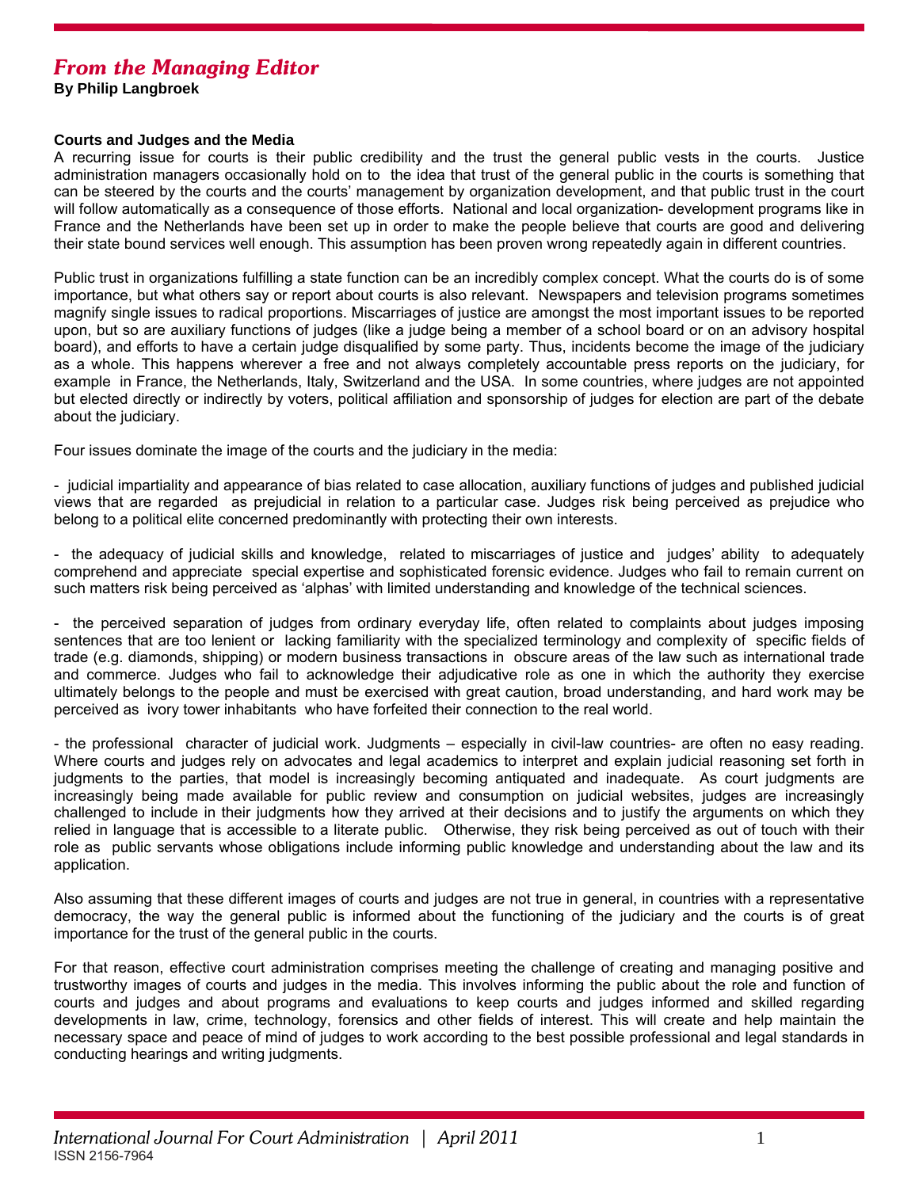## *From the Managing Editor*

**By Philip Langbroek**

**Courts and Judges and the Media**

A recurring issue for courts is their public credibility and the trust the general public vests in the courts. Justice administration managers occasionally hold on to the idea that trust of the general public in the courts is something that can be steered by the courts and the courts' management by organization development, and that public trust in the court will follow automatically as a consequence of those efforts. National and local organization- development programs like in France and the Netherlands have been set up in order to make the people believe that courts are good and delivering their state bound services well enough. This assumption has been proven wrong repeatedly again in different countries.

Public trust in organizations fulfilling a state function can be an incredibly complex concept. What the courts do is of some importance, but what others say or report about courts is also relevant. Newspapers and television programs sometimes magnify single issues to radical proportions. Miscarriages of justice are amongst the most important issues to be reported upon, but so are auxiliary functions of judges (like a judge being a member of a school board or on an advisory hospital board), and efforts to have a certain judge disqualified by some party. Thus, incidents become the image of the judiciary as a whole. This happens wherever a free and not always completely accountable press reports on the judiciary, for example in France, the Netherlands, Italy, Switzerland and the USA. In some countries, where judges are not appointed but elected directly or indirectly by voters, political affiliation and sponsorship of judges for election are part of the debate about the judiciary.

Four issues dominate the image of the courts and the judiciary in the media:

- judicial impartiality and appearance of bias related to case allocation, auxiliary functions of judges and published judicial views that are regarded as prejudicial in relation to a particular case. Judges risk being perceived as prejudice who belong to a political elite concerned predominantly with protecting their own interests.

- the adequacy of judicial skills and knowledge, related to miscarriages of justice and judges' ability to adequately comprehend and appreciate special expertise and sophisticated forensic evidence. Judges who fail to remain current on such matters risk being perceived as 'alphas' with limited understanding and knowledge of the technical sciences.

- the perceived separation of judges from ordinary everyday life, often related to complaints about judges imposing sentences that are too lenient or lacking familiarity with the specialized terminology and complexity of specific fields of trade (e.g. diamonds, shipping) or modern business transactions in obscure areas of the law such as international trade and commerce. Judges who fail to acknowledge their adjudicative role as one in which the authority they exercise ultimately belongs to the people and must be exercised with great caution, broad understanding, and hard work may be perceived as ivory tower inhabitants who have forfeited their connection to the real world.

- the professional character of judicial work. Judgments – especially in civil-law countries- are often no easy reading. Where courts and judges rely on advocates and legal academics to interpret and explain judicial reasoning set forth in judgments to the parties, that model is increasingly becoming antiquated and inadequate. As court judgments are increasingly being made available for public review and consumption on judicial websites, judges are increasingly challenged to include in their judgments how they arrived at their decisions and to justify the arguments on which they relied in language that is accessible to a literate public. Otherwise, they risk being perceived as out of touch with their role as public servants whose obligations include informing public knowledge and understanding about the law and its application.

Also assuming that these different images of courts and judges are not true in general, in countries with a representative democracy, the way the general public is informed about the functioning of the judiciary and the courts is of great importance for the trust of the general public in the courts.

For that reason, effective court administration comprises meeting the challenge of creating and managing positive and trustworthy images of courts and judges in the media. This involves informing the public about the role and function of courts and judges and about programs and evaluations to keep courts and judges informed and skilled regarding developments in law, crime, technology, forensics and other fields of interest. This will create and help maintain the necessary space and peace of mind of judges to work according to the best possible professional and legal standards in conducting hearings and writing judgments.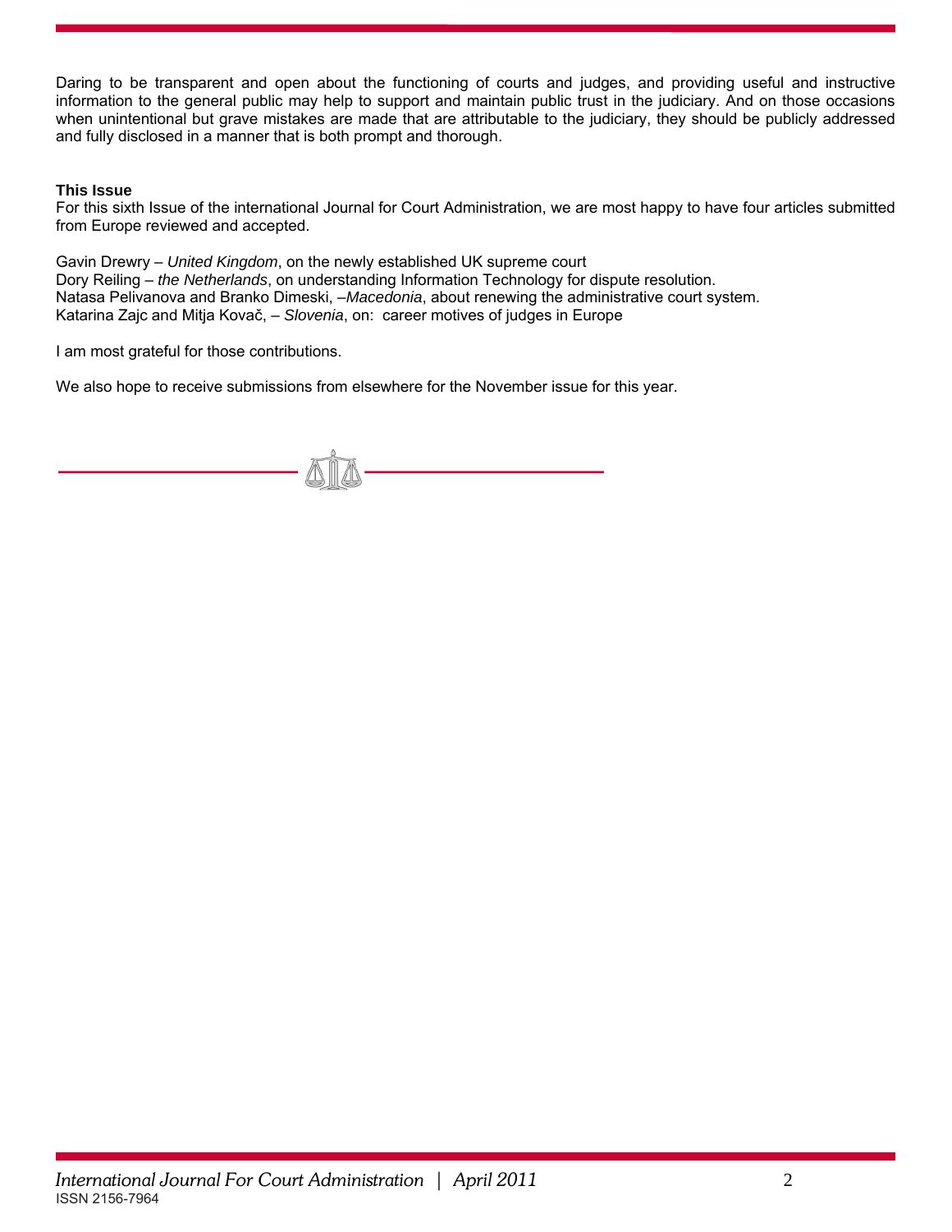Daring to be transparent and open about the functioning of courts and judges, and providing useful and instructive information to the general public may help to support and maintain public trust in the judiciary. And on those occasions when unintentional but grave mistakes are made that are attributable to the judiciary, they should be publicly addressed and fully disclosed in a manner that is both prompt and thorough.

**This Issue**

For this sixth Issue of the international Journal for Court Administration, we are most happy to have four articles submitted from Europe reviewed and accepted.

Gavin Drewry – *United Kingdom*, on the newly established UK supreme court
Dory Reiling – *the Netherlands*, on understanding Information Technology for dispute resolution.
Natasa Pelivanova and Branko Dimeski, –*Macedonia*, about renewing the administrative court system.
Katarina Zajc and Mitja Kovač, – *Slovenia*, on: career motives of judges in Europe

I am most grateful for those contributions.

We also hope to receive submissions from elsewhere for the November issue for this year.